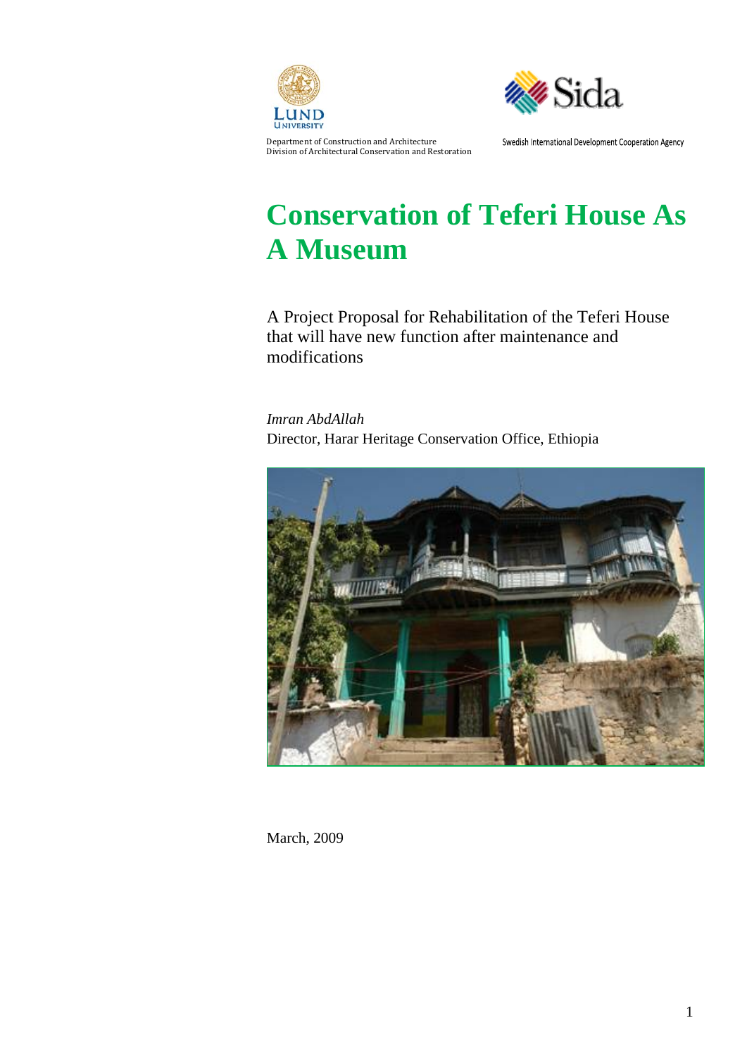Department of Construction and Architecture
Division of Architectural Conservation and Restoration

Swedish International Development Cooperation Agency

# Conservation of Teferi House As A Museum

A Project Proposal for Rehabilitation of the Teferi House that will have new function after maintenance and modifications

*Imran AbdAllah*
Director, Harar Heritage Conservation Office, Ethiopia

March, 2009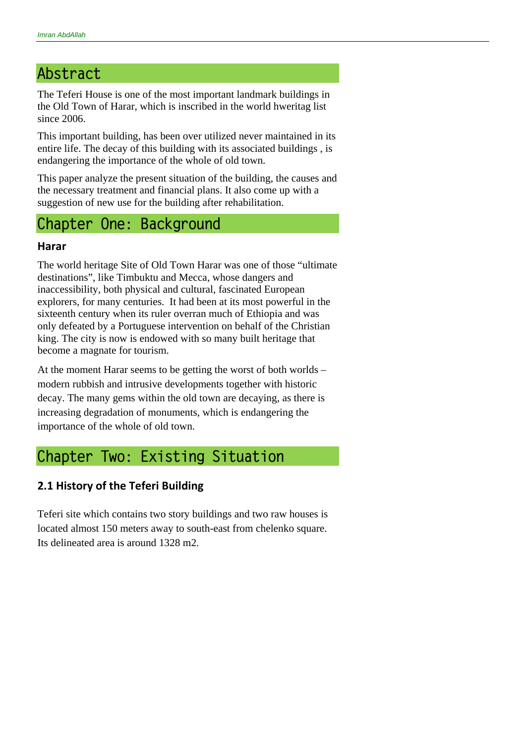# Abstract

The Teferi House is one of the most important landmark buildings in the Old Town of Harar, which is inscribed in the world hweritag list since 2006.

This important building, has been over utilized never maintained in its entire life. The decay of this building with its associated buildings , is endangering the importance of the whole of old town.

This paper analyze the present situation of the building, the causes and the necessary treatment and financial plans. It also come up with a suggestion of new use for the building after rehabilitation.

# Chapter One: Background

### Harar

The world heritage Site of Old Town Harar was one of those “ultimate destinations”, like Timbuktu and Mecca, whose dangers and inaccessibility, both physical and cultural, fascinated European explorers, for many centuries. It had been at its most powerful in the sixteenth century when its ruler overran much of Ethiopia and was only defeated by a Portuguese intervention on behalf of the Christian king. The city is now is endowed with so many built heritage that become a magnate for tourism.

At the moment Harar seems to be getting the worst of both worlds – modern rubbish and intrusive developments together with historic decay. The many gems within the old town are decaying, as there is increasing degradation of monuments, which is endangering the importance of the whole of old town.

# Chapter Two: Existing Situation

## 2.1 History of the Teferi Building

Teferi site which contains two story buildings and two raw houses is located almost 150 meters away to south-east from chelenko square. Its delineated area is around 1328 m2.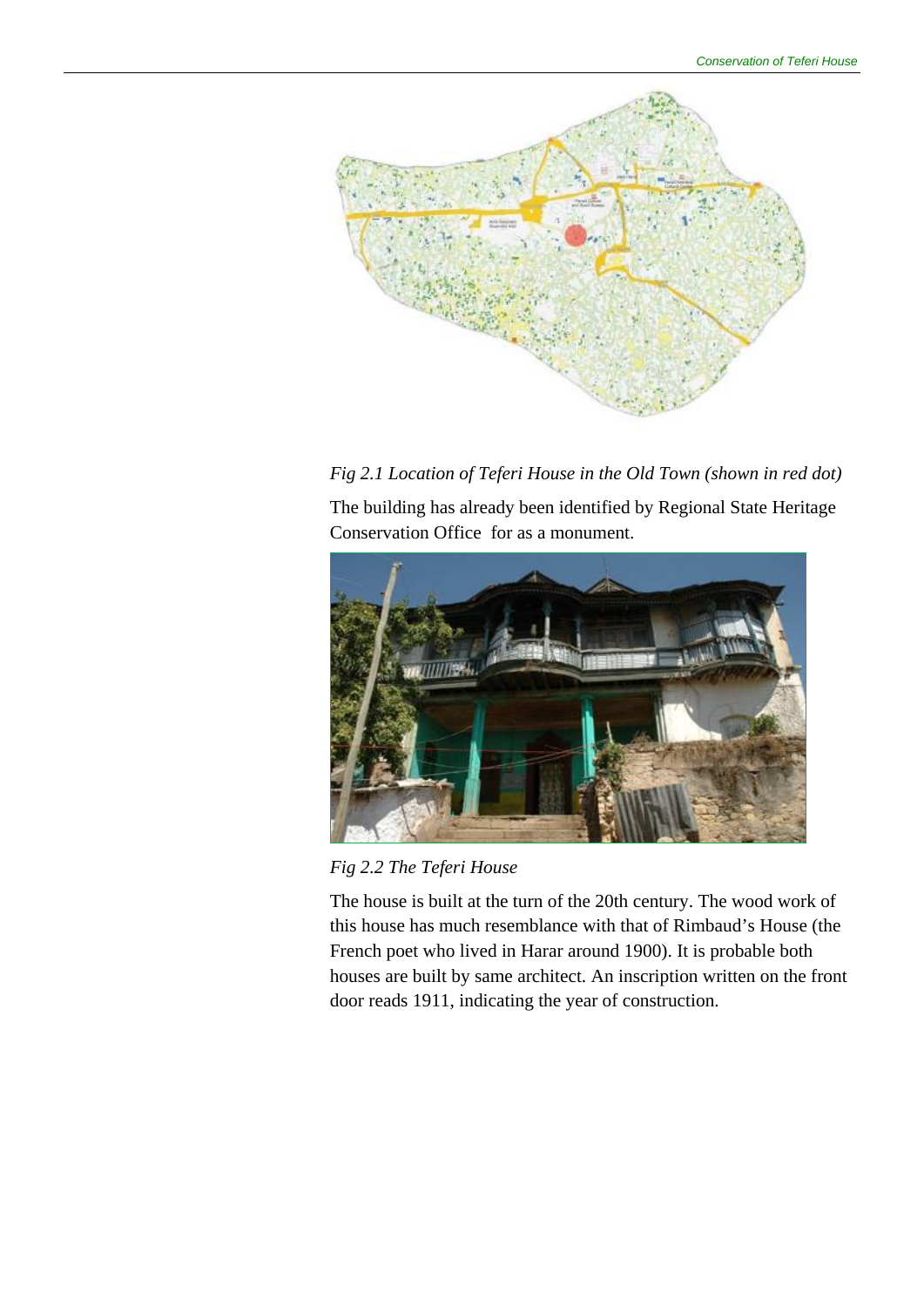*Fig 2.1 Location of Teferi House in the Old Town (shown in red dot)*

The building has already been identified by Regional State Heritage Conservation Office  for as a monument.

*Fig 2.2 The Teferi House*

The house is built at the turn of the 20th century. The wood work of this house has much resemblance with that of Rimbaud's House (the French poet who lived in Harar around 1900). It is probable both houses are built by same architect. An inscription written on the front door reads 1911, indicating the year of construction.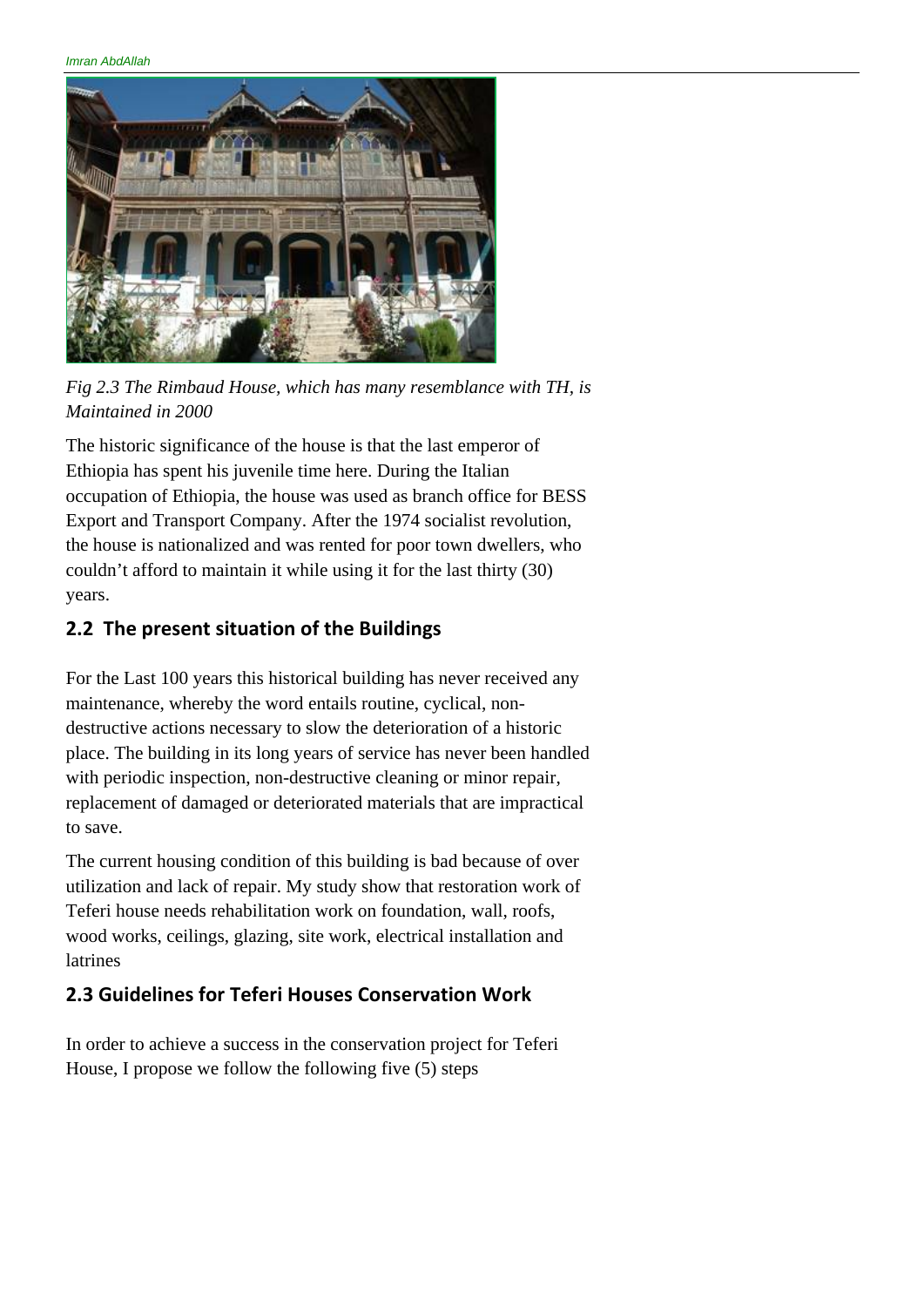*Fig 2.3 The Rimbaud House, which has many resemblance with TH, is Maintained in 2000*

The historic significance of the house is that the last emperor of Ethiopia has spent his juvenile time here. During the Italian occupation of Ethiopia, the house was used as branch office for BESS Export and Transport Company. After the 1974 socialist revolution, the house is nationalized and was rented for poor town dwellers, who couldn't afford to maintain it while using it for the last thirty (30) years.

## 2.2 The present situation of the Buildings

For the Last 100 years this historical building has never received any maintenance, whereby the word entails routine, cyclical, non-destructive actions necessary to slow the deterioration of a historic place. The building in its long years of service has never been handled with periodic inspection, non-destructive cleaning or minor repair, replacement of damaged or deteriorated materials that are impractical to save.

The current housing condition of this building is bad because of over utilization and lack of repair. My study show that restoration work of Teferi house needs rehabilitation work on foundation, wall, roofs, wood works, ceilings, glazing, site work, electrical installation and latrines

## 2.3 Guidelines for Teferi Houses Conservation Work

In order to achieve a success in the conservation project for Teferi House, I propose we follow the following five (5) steps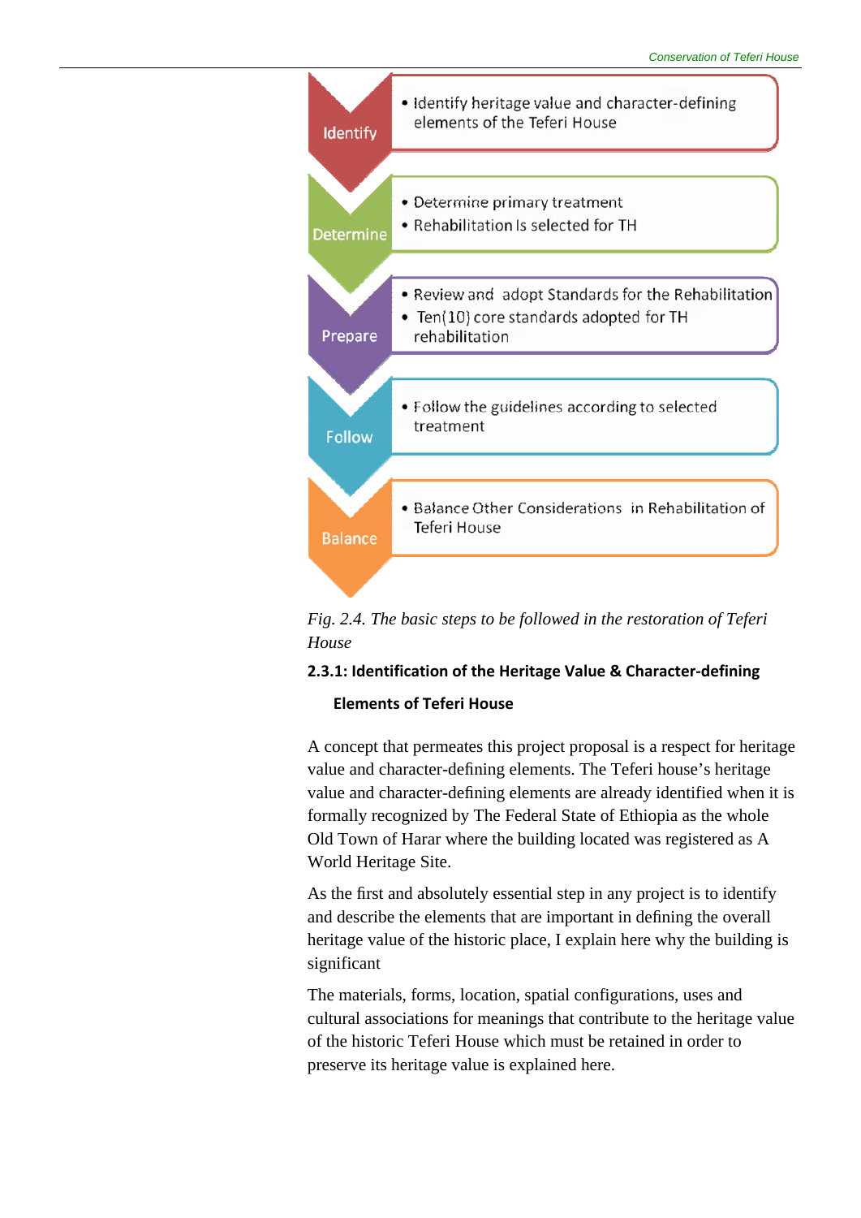- **Identify**
  - Identify heritage value and character-defining elements of the Teferi House
- **Determine**
  - Determine primary treatment
  - Rehabilitation Is selected for TH
- **Prepare**
  - Review and adopt Standards for the Rehabilitation
  - Ten(10) core standards adopted for TH rehabilitation
- **Follow**
  - Follow the guidelines according to selected treatment
- **Balance**
  - Balance Other Considerations in Rehabilitation of Teferi House

*Fig. 2.4. The basic steps to be followed in the restoration of Teferi House*

### 2.3.1: Identification of the Heritage Value & Character-defining Elements of Teferi House

A concept that permeates this project proposal is a respect for heritage value and character-defining elements. The Teferi house's heritage value and character-defining elements are already identified when it is formally recognized by The Federal State of Ethiopia as the whole Old Town of Harar where the building located was registered as A World Heritage Site.

As the first and absolutely essential step in any project is to identify and describe the elements that are important in defining the overall heritage value of the historic place, I explain here why the building is significant

The materials, forms, location, spatial configurations, uses and cultural associations for meanings that contribute to the heritage value of the historic Teferi House which must be retained in order to preserve its heritage value is explained here.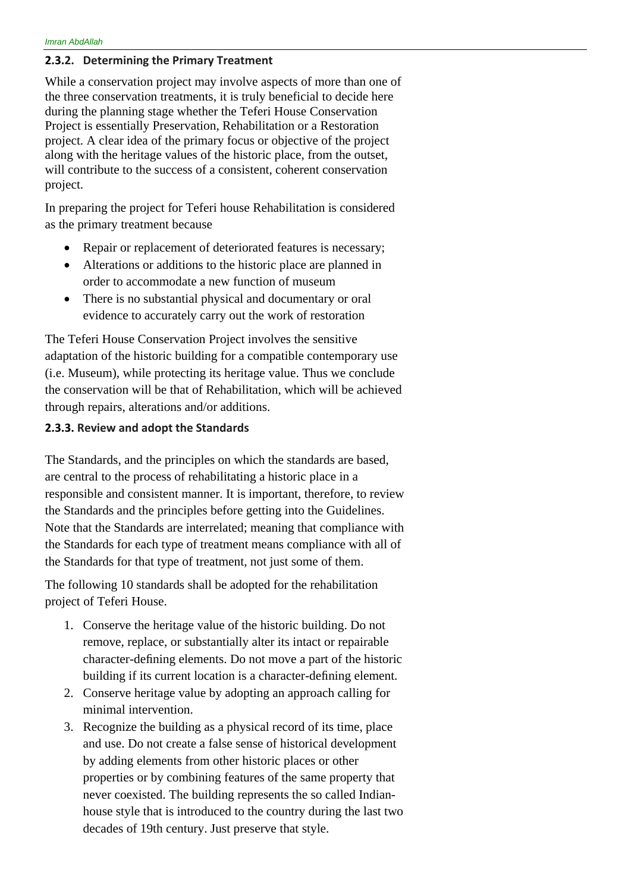### 2.3.2. Determining the Primary Treatment

While a conservation project may involve aspects of more than one of the three conservation treatments, it is truly beneficial to decide here during the planning stage whether the Teferi House Conservation Project is essentially Preservation, Rehabilitation or a Restoration project. A clear idea of the primary focus or objective of the project along with the heritage values of the historic place, from the outset, will contribute to the success of a consistent, coherent conservation project.

In preparing the project for Teferi house Rehabilitation is considered as the primary treatment because

- Repair or replacement of deteriorated features is necessary;
- Alterations or additions to the historic place are planned in order to accommodate a new function of museum
- There is no substantial physical and documentary or oral evidence to accurately carry out the work of restoration

The Teferi House Conservation Project involves the sensitive adaptation of the historic building for a compatible contemporary use (i.e. Museum), while protecting its heritage value. Thus we conclude the conservation will be that of Rehabilitation, which will be achieved through repairs, alterations and/or additions.

### 2.3.3. Review and adopt the Standards

The Standards, and the principles on which the standards are based, are central to the process of rehabilitating a historic place in a responsible and consistent manner. It is important, therefore, to review the Standards and the principles before getting into the Guidelines. Note that the Standards are interrelated; meaning that compliance with the Standards for each type of treatment means compliance with all of the Standards for that type of treatment, not just some of them.

The following 10 standards shall be adopted for the rehabilitation project of Teferi House.

1. Conserve the heritage value of the historic building. Do not remove, replace, or substantially alter its intact or repairable character-defining elements. Do not move a part of the historic building if its current location is a character-defining element.
2. Conserve heritage value by adopting an approach calling for minimal intervention.
3. Recognize the building as a physical record of its time, place and use. Do not create a false sense of historical development by adding elements from other historic places or other properties or by combining features of the same property that never coexisted. The building represents the so called Indian-house style that is introduced to the country during the last two decades of 19th century. Just preserve that style.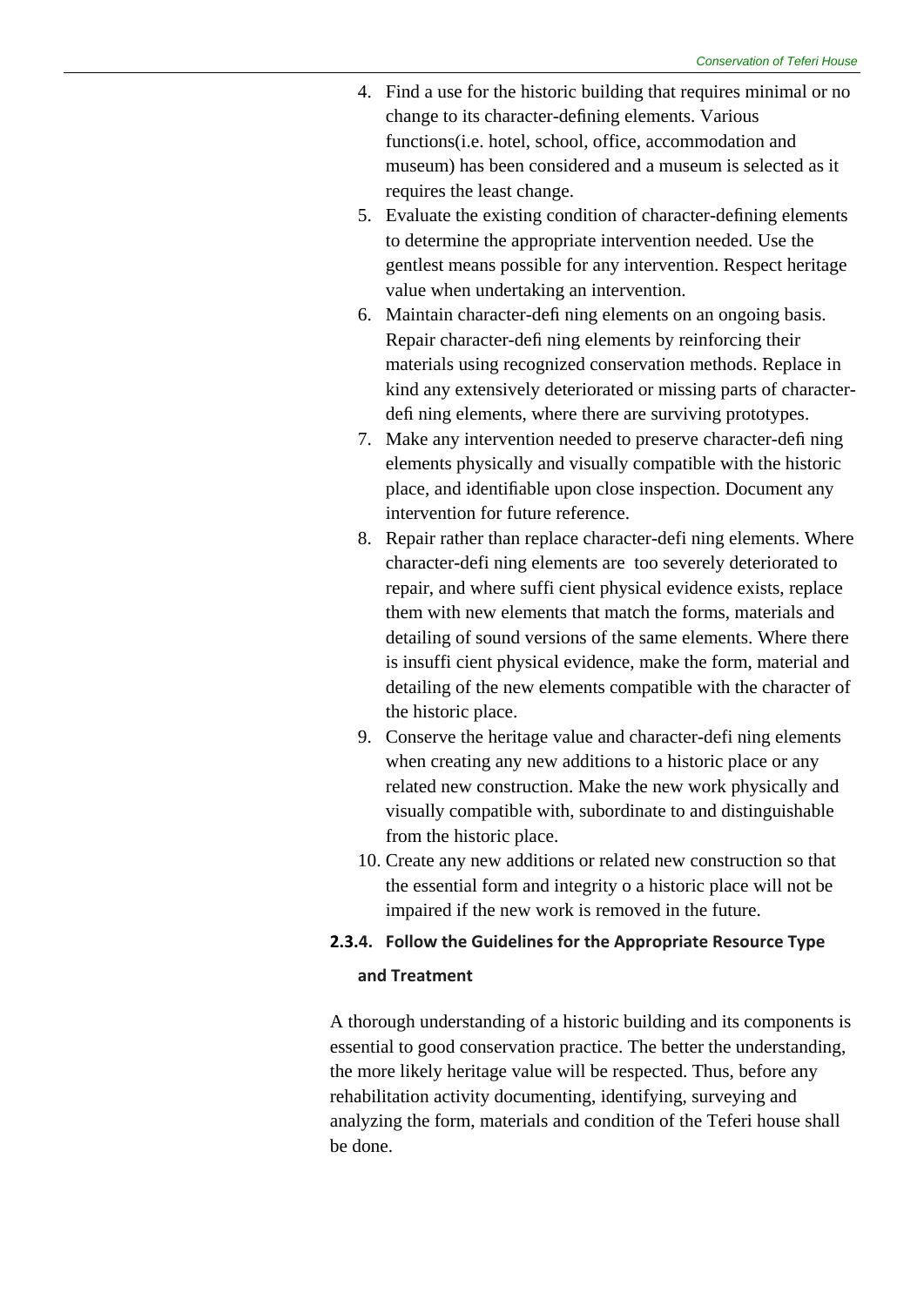4. Find a use for the historic building that requires minimal or no change to its character-defining elements. Various functions(i.e. hotel, school, office, accommodation and museum) has been considered and a museum is selected as it requires the least change.
5. Evaluate the existing condition of character-defining elements to determine the appropriate intervention needed. Use the gentlest means possible for any intervention. Respect heritage value when undertaking an intervention.
6. Maintain character-defi ning elements on an ongoing basis. Repair character-defi ning elements by reinforcing their materials using recognized conservation methods. Replace in kind any extensively deteriorated or missing parts of character-defi ning elements, where there are surviving prototypes.
7. Make any intervention needed to preserve character-defi ning elements physically and visually compatible with the historic place, and identifiable upon close inspection. Document any intervention for future reference.
8. Repair rather than replace character-defi ning elements. Where character-defi ning elements are too severely deteriorated to repair, and where suffi cient physical evidence exists, replace them with new elements that match the forms, materials and detailing of sound versions of the same elements. Where there is insuffi cient physical evidence, make the form, material and detailing of the new elements compatible with the character of the historic place.
9. Conserve the heritage value and character-defi ning elements when creating any new additions to a historic place or any related new construction. Make the new work physically and visually compatible with, subordinate to and distinguishable from the historic place.
10. Create any new additions or related new construction so that the essential form and integrity o a historic place will not be impaired if the new work is removed in the future.

#### 2.3.4. Follow the Guidelines for the Appropriate Resource Type and Treatment

A thorough understanding of a historic building and its components is essential to good conservation practice. The better the understanding, the more likely heritage value will be respected. Thus, before any rehabilitation activity documenting, identifying, surveying and analyzing the form, materials and condition of the Teferi house shall be done.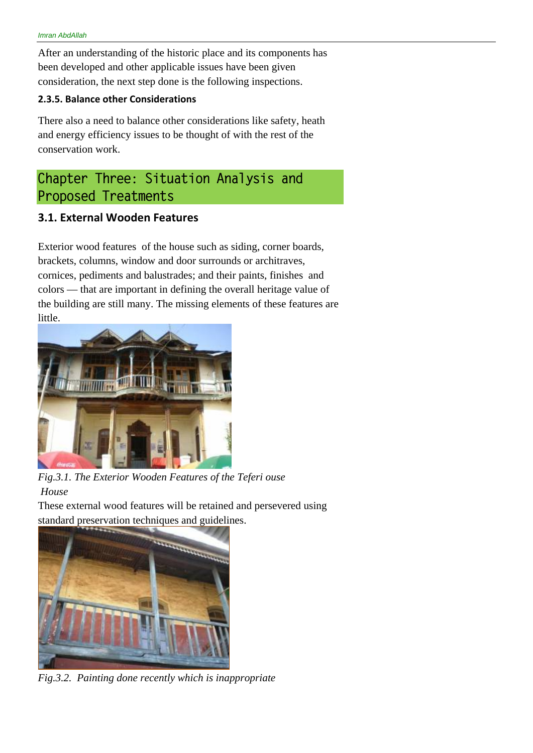After an understanding of the historic place and its components has been developed and other applicable issues have been given consideration, the next step done is the following inspections.

### 2.3.5. Balance other Considerations

There also a need to balance other considerations like safety, heath and energy efficiency issues to be thought of with the rest of the conservation work.

# Chapter Three: Situation Analysis and Proposed Treatments

## 3.1. External Wooden Features

Exterior wood features of the house such as siding, corner boards, brackets, columns, window and door surrounds or architraves, cornices, pediments and balustrades; and their paints, finishes and colors — that are important in defining the overall heritage value of the building are still many. The missing elements of these features are little.

*Fig.3.1. The Exterior Wooden Features of the Teferi ouse House*

These external wood features will be retained and persevered using standard preservation techniques and guidelines.

*Fig.3.2. Painting done recently which is inappropriate*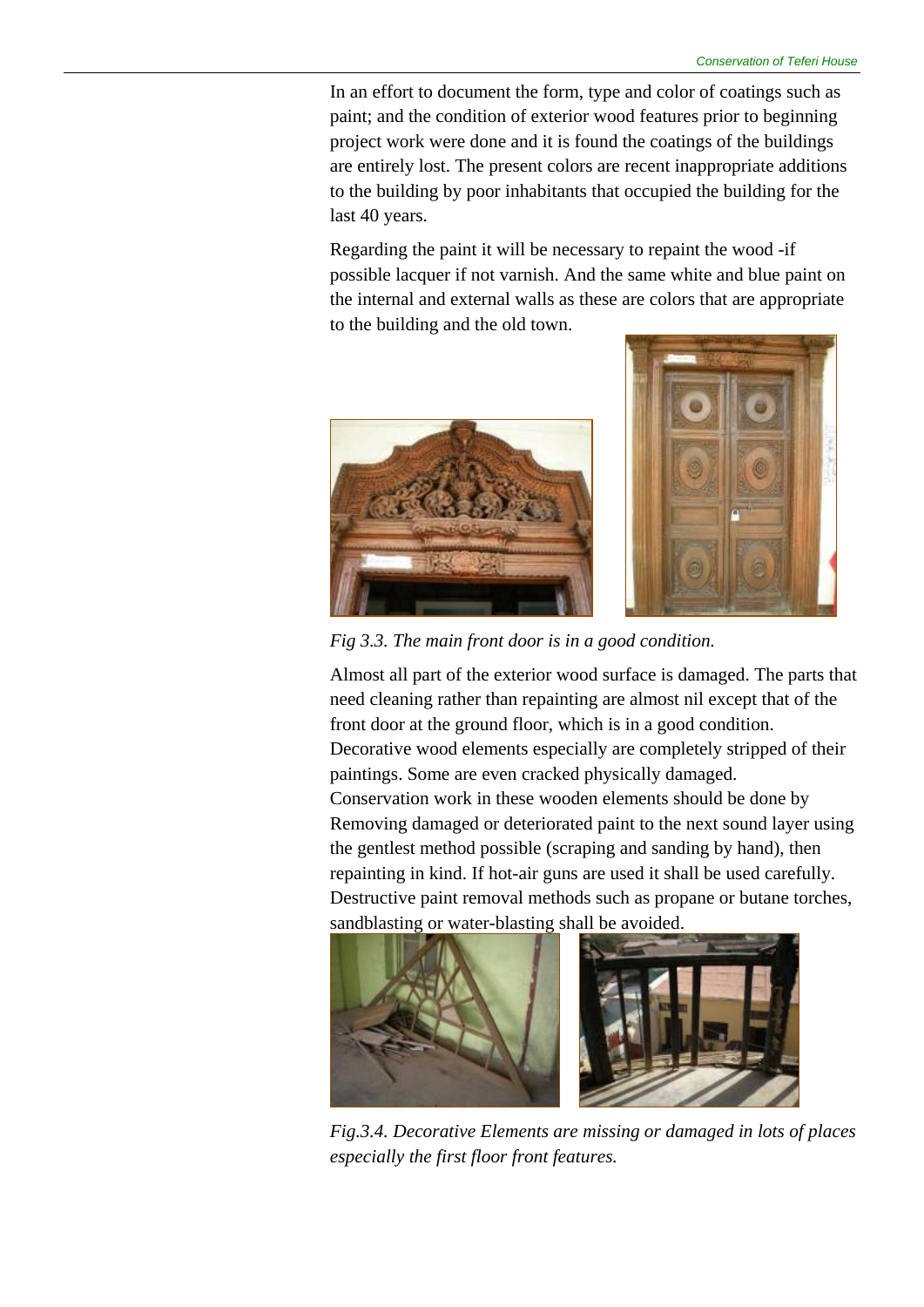In an effort to document the form, type and color of coatings such as paint; and the condition of exterior wood features prior to beginning project work were done and it is found the coatings of the buildings are entirely lost. The present colors are recent inappropriate additions to the building by poor inhabitants that occupied the building for the last 40 years.

Regarding the paint it will be necessary to repaint the wood -if possible lacquer if not varnish. And the same white and blue paint on the internal and external walls as these are colors that are appropriate to the building and the old town.

*Fig 3.3. The main front door is in a good condition.*

Almost all part of the exterior wood surface is damaged. The parts that need cleaning rather than repainting are almost nil except that of the front door at the ground floor, which is in a good condition.
Decorative wood elements especially are completely stripped of their paintings. Some are even cracked physically damaged.
Conservation work in these wooden elements should be done by Removing damaged or deteriorated paint to the next sound layer using the gentlest method possible (scraping and sanding by hand), then repainting in kind. If hot-air guns are used it shall be used carefully. Destructive paint removal methods such as propane or butane torches, sandblasting or water-blasting shall be avoided.

*Fig.3.4. Decorative Elements are missing or damaged in lots of places especially the first floor front features.*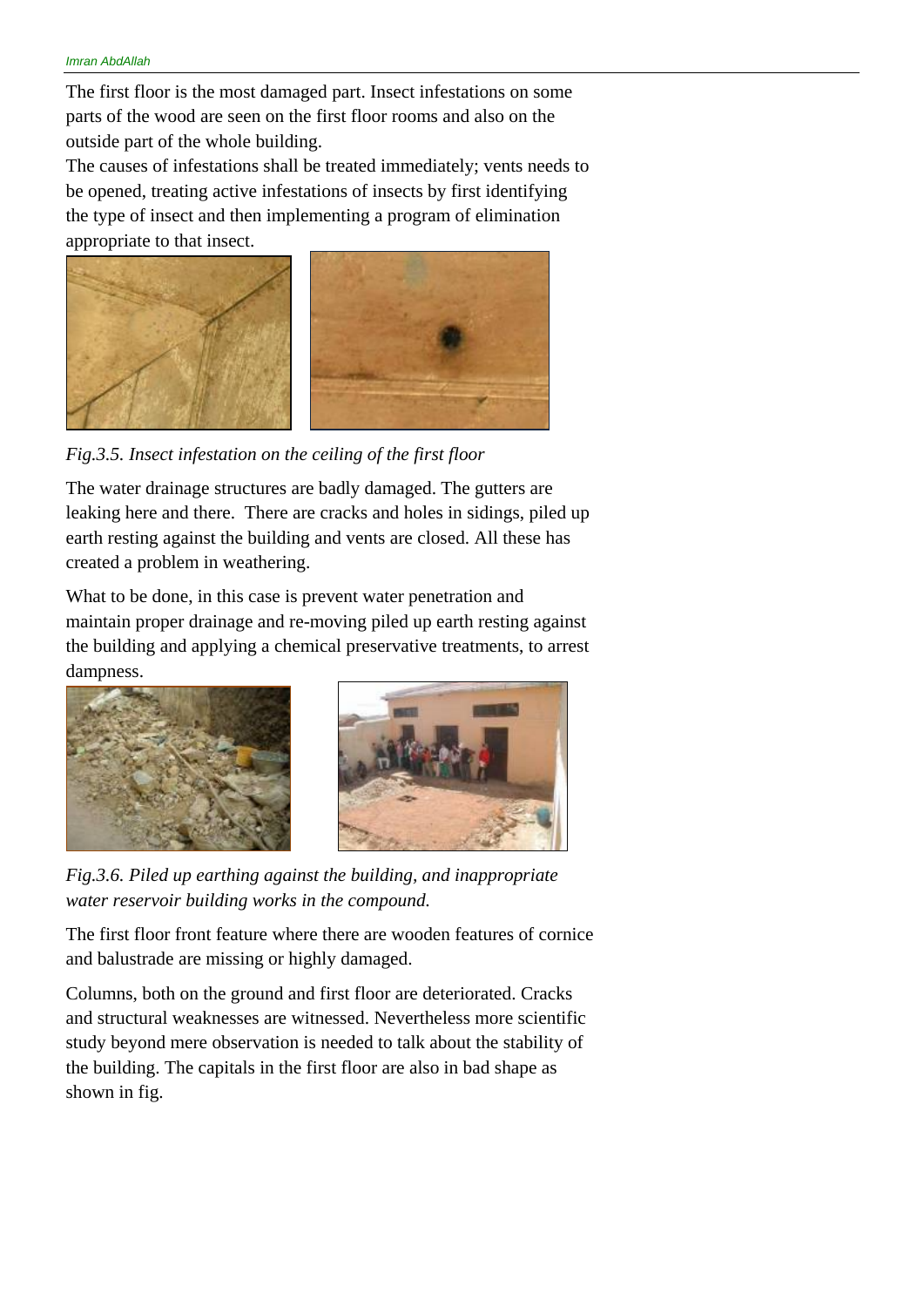The first floor is the most damaged part. Insect infestations on some parts of the wood are seen on the first floor rooms and also on the outside part of the whole building.

The causes of infestations shall be treated immediately; vents needs to be opened, treating active infestations of insects by first identifying the type of insect and then implementing a program of elimination appropriate to that insect.

*Fig.3.5. Insect infestation on the ceiling of the first floor*

The water drainage structures are badly damaged. The gutters are leaking here and there. There are cracks and holes in sidings, piled up earth resting against the building and vents are closed. All these has created a problem in weathering.

What to be done, in this case is prevent water penetration and maintain proper drainage and re-moving piled up earth resting against the building and applying a chemical preservative treatments, to arrest dampness.

*Fig.3.6. Piled up earthing against the building, and inappropriate water reservoir building works in the compound.*

The first floor front feature where there are wooden features of cornice and balustrade are missing or highly damaged.

Columns, both on the ground and first floor are deteriorated. Cracks and structural weaknesses are witnessed. Nevertheless more scientific study beyond mere observation is needed to talk about the stability of the building. The capitals in the first floor are also in bad shape as shown in fig.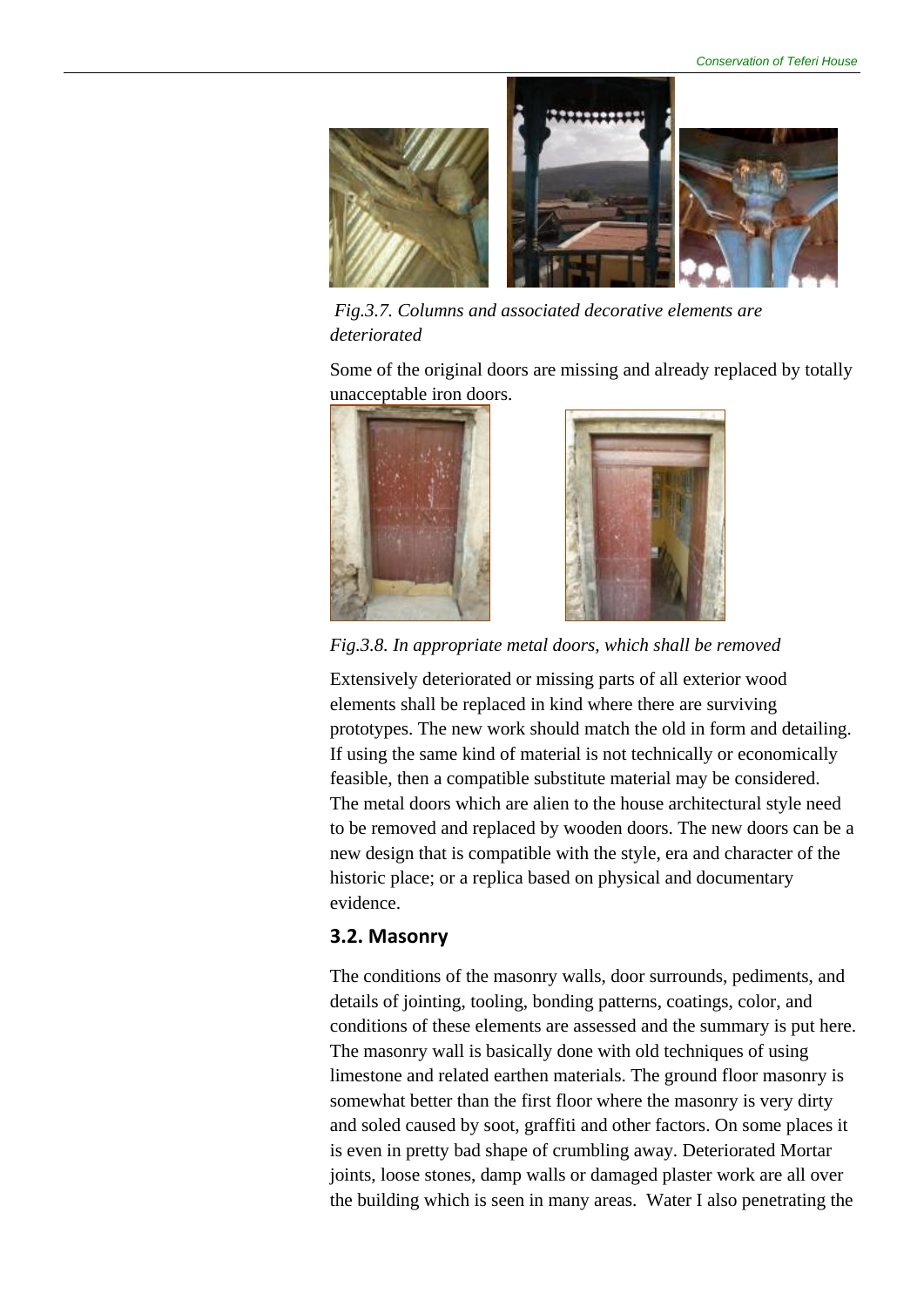Fig.3.7. Columns and associated decorative elements are deteriorated

Some of the original doors are missing and already replaced by totally unacceptable iron doors.

Fig.3.8. In appropriate metal doors, which shall be removed

Extensively deteriorated or missing parts of all exterior wood elements shall be replaced in kind where there are surviving prototypes. The new work should match the old in form and detailing. If using the same kind of material is not technically or economically feasible, then a compatible substitute material may be considered. The metal doors which are alien to the house architectural style need to be removed and replaced by wooden doors. The new doors can be a new design that is compatible with the style, era and character of the historic place; or a replica based on physical and documentary evidence.

## 3.2. Masonry

The conditions of the masonry walls, door surrounds, pediments, and details of jointing, tooling, bonding patterns, coatings, color, and conditions of these elements are assessed and the summary is put here. The masonry wall is basically done with old techniques of using limestone and related earthen materials. The ground floor masonry is somewhat better than the first floor where the masonry is very dirty and soled caused by soot, graffiti and other factors. On some places it is even in pretty bad shape of crumbling away. Deteriorated Mortar joints, loose stones, damp walls or damaged plaster work are all over the building which is seen in many areas. Water I also penetrating the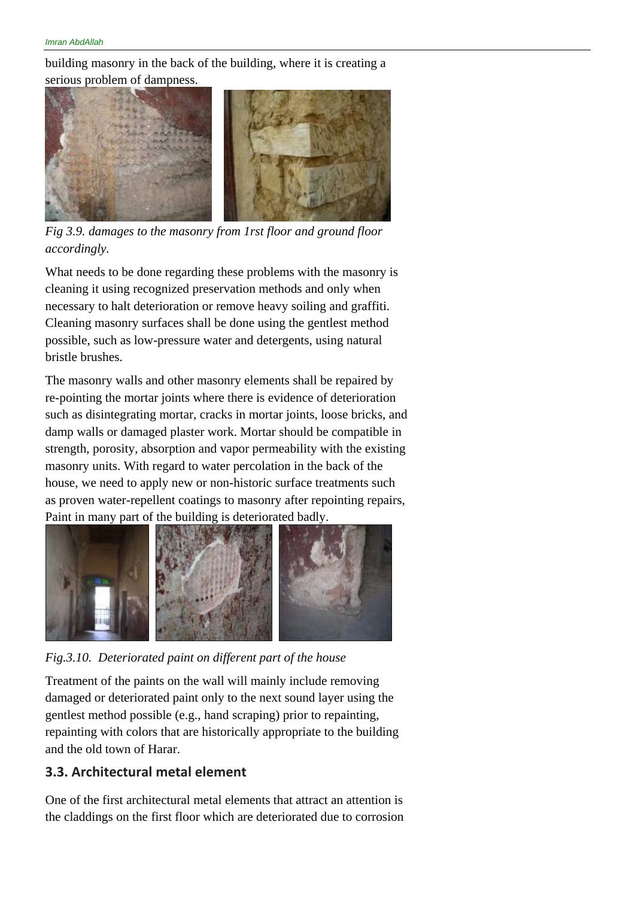building masonry in the back of the building, where it is creating a serious problem of dampness.

*Fig 3.9. damages to the masonry from 1rst floor and ground floor accordingly.*

What needs to be done regarding these problems with the masonry is cleaning it using recognized preservation methods and only when necessary to halt deterioration or remove heavy soiling and graffiti. Cleaning masonry surfaces shall be done using the gentlest method possible, such as low-pressure water and detergents, using natural bristle brushes.

The masonry walls and other masonry elements shall be repaired by re-pointing the mortar joints where there is evidence of deterioration such as disintegrating mortar, cracks in mortar joints, loose bricks, and damp walls or damaged plaster work. Mortar should be compatible in strength, porosity, absorption and vapor permeability with the existing masonry units. With regard to water percolation in the back of the house, we need to apply new or non-historic surface treatments such as proven water-repellent coatings to masonry after repointing repairs, Paint in many part of the building is deteriorated badly.

*Fig.3.10. Deteriorated paint on different part of the house*

Treatment of the paints on the wall will mainly include removing damaged or deteriorated paint only to the next sound layer using the gentlest method possible (e.g., hand scraping) prior to repainting, repainting with colors that are historically appropriate to the building and the old town of Harar.

### 3.3. Architectural metal element

One of the first architectural metal elements that attract an attention is the claddings on the first floor which are deteriorated due to corrosion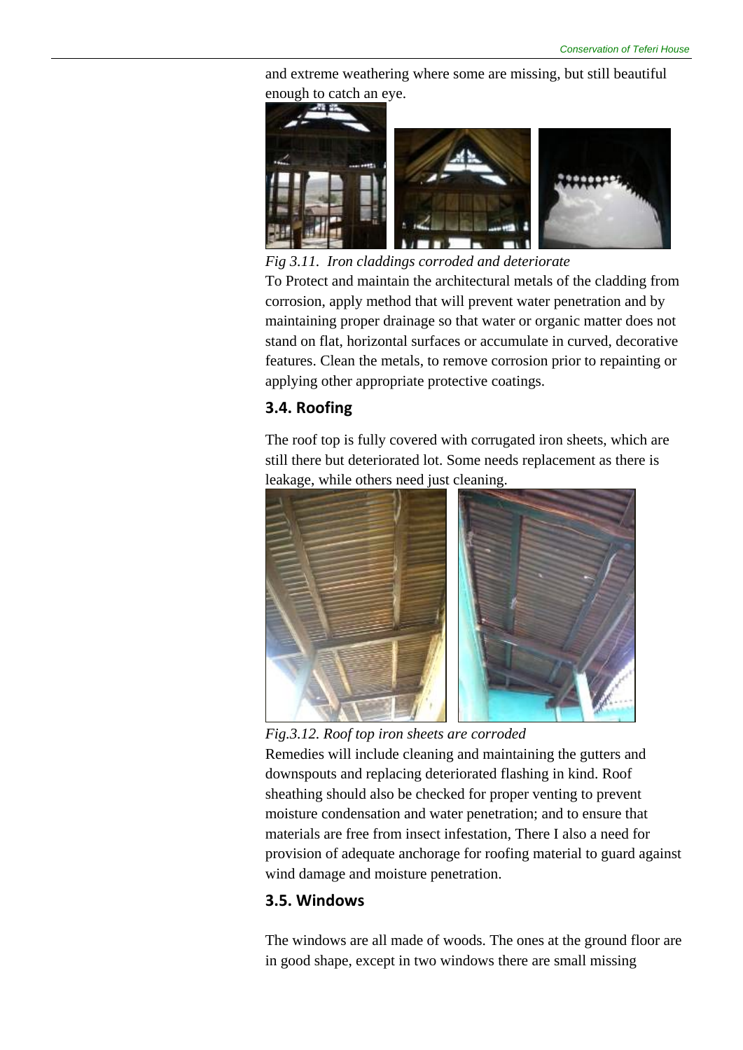and extreme weathering where some are missing, but still beautiful enough to catch an eye.

*Fig 3.11. Iron claddings corroded and deteriorate*

To Protect and maintain the architectural metals of the cladding from corrosion, apply method that will prevent water penetration and by maintaining proper drainage so that water or organic matter does not stand on flat, horizontal surfaces or accumulate in curved, decorative features. Clean the metals, to remove corrosion prior to repainting or applying other appropriate protective coatings.

## 3.4. Roofing

The roof top is fully covered with corrugated iron sheets, which are still there but deteriorated lot. Some needs replacement as there is leakage, while others need just cleaning.

*Fig.3.12. Roof top iron sheets are corroded*

Remedies will include cleaning and maintaining the gutters and downspouts and replacing deteriorated flashing in kind. Roof sheathing should also be checked for proper venting to prevent moisture condensation and water penetration; and to ensure that materials are free from insect infestation, There I also a need for provision of adequate anchorage for roofing material to guard against wind damage and moisture penetration.

## 3.5. Windows

The windows are all made of woods. The ones at the ground floor are in good shape, except in two windows there are small missing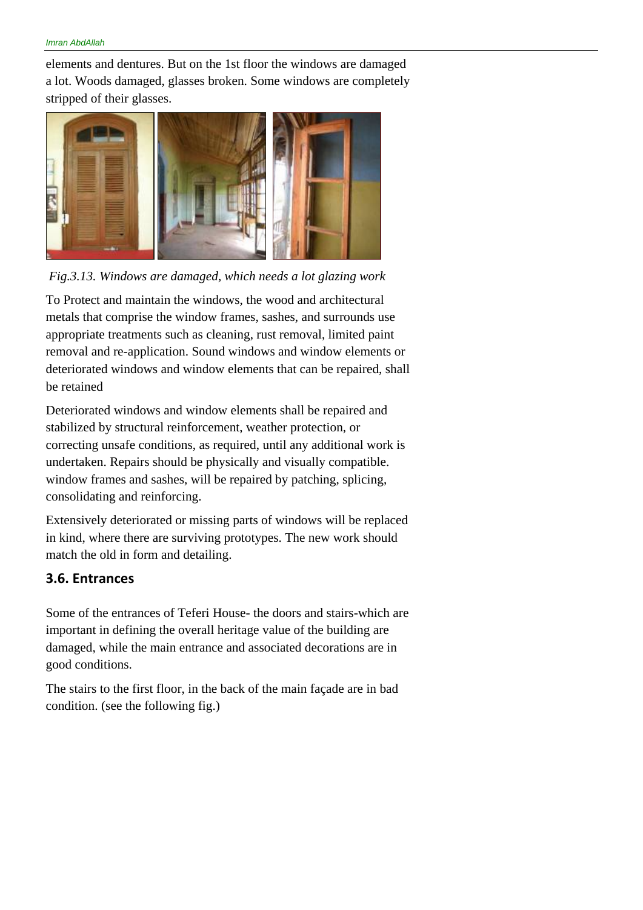elements and dentures. But on the 1st floor the windows are damaged a lot. Woods damaged, glasses broken. Some windows are completely stripped of their glasses.

*Fig.3.13. Windows are damaged, which needs a lot glazing work*

To Protect and maintain the windows, the wood and architectural metals that comprise the window frames, sashes, and surrounds use appropriate treatments such as cleaning, rust removal, limited paint removal and re-application. Sound windows and window elements or deteriorated windows and window elements that can be repaired, shall be retained

Deteriorated windows and window elements shall be repaired and stabilized by structural reinforcement, weather protection, or correcting unsafe conditions, as required, until any additional work is undertaken. Repairs should be physically and visually compatible. window frames and sashes, will be repaired by patching, splicing, consolidating and reinforcing.

Extensively deteriorated or missing parts of windows will be replaced in kind, where there are surviving prototypes. The new work should match the old in form and detailing.

### 3.6. Entrances

Some of the entrances of Teferi House- the doors and stairs-which are important in defining the overall heritage value of the building are damaged, while the main entrance and associated decorations are in good conditions.

The stairs to the first floor, in the back of the main façade are in bad condition. (see the following fig.)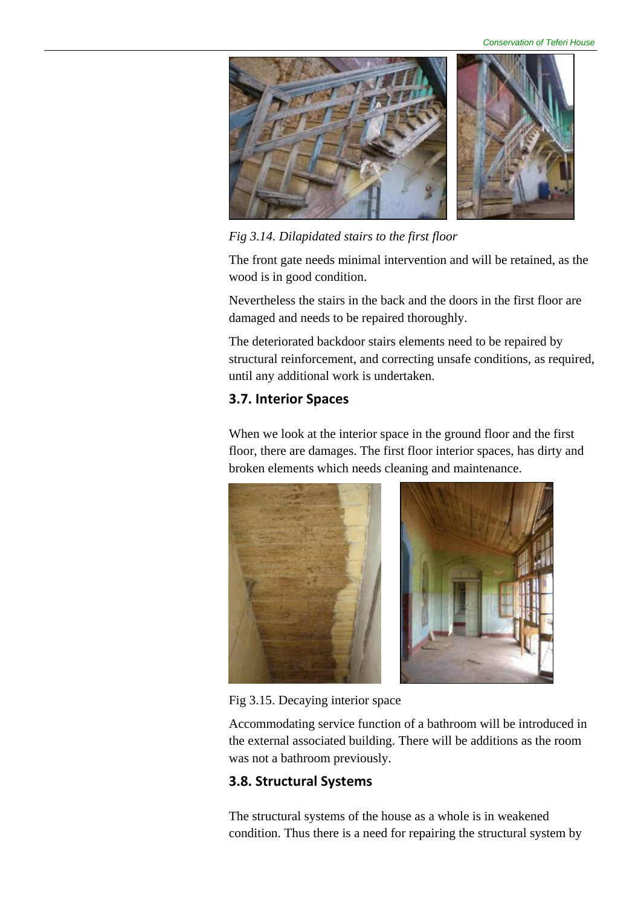*Fig 3.14. Dilapidated stairs to the first floor*

The front gate needs minimal intervention and will be retained, as the wood is in good condition.

Nevertheless the stairs in the back and the doors in the first floor are damaged and needs to be repaired thoroughly.

The deteriorated backdoor stairs elements need to be repaired by structural reinforcement, and correcting unsafe conditions, as required, until any additional work is undertaken.

## 3.7. Interior Spaces

When we look at the interior space in the ground floor and the first floor, there are damages. The first floor interior spaces, has dirty and broken elements which needs cleaning and maintenance.

Fig 3.15. Decaying interior space

Accommodating service function of a bathroom will be introduced in the external associated building. There will be additions as the room was not a bathroom previously.

## 3.8. Structural Systems

The structural systems of the house as a whole is in weakened condition. Thus there is a need for repairing the structural system by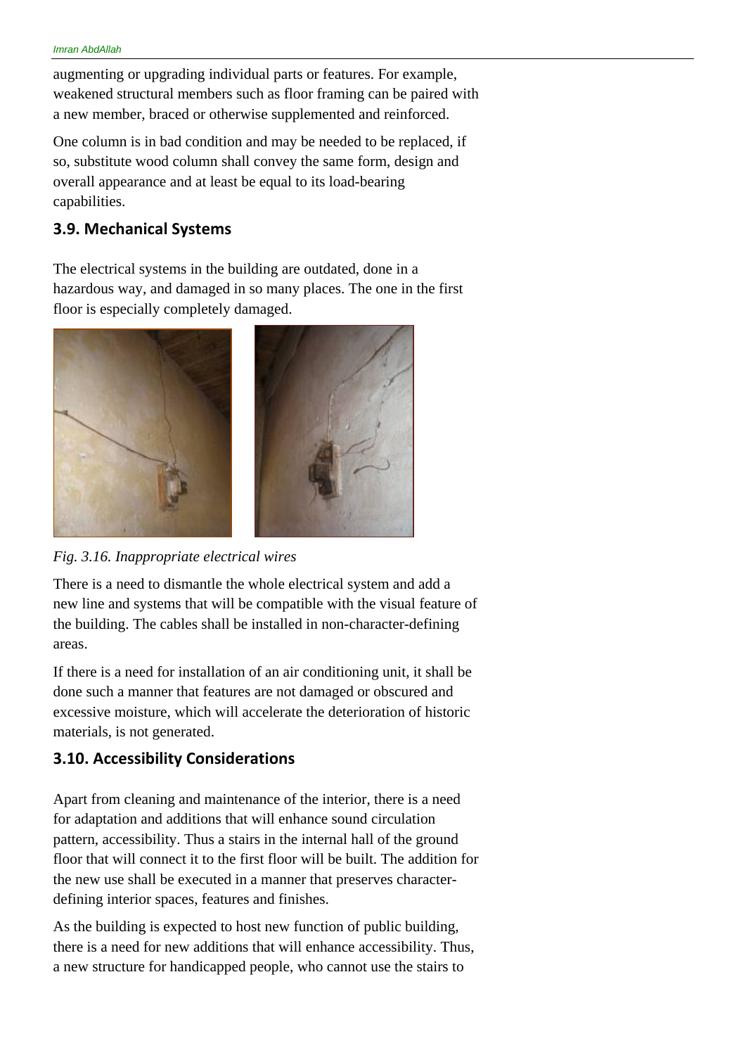augmenting or upgrading individual parts or features. For example, weakened structural members such as floor framing can be paired with a new member, braced or otherwise supplemented and reinforced.

One column is in bad condition and may be needed to be replaced, if so, substitute wood column shall convey the same form, design and overall appearance and at least be equal to its load-bearing capabilities.

## 3.9. Mechanical Systems

The electrical systems in the building are outdated, done in a hazardous way, and damaged in so many places. The one in the first floor is especially completely damaged.

*Fig. 3.16. Inappropriate electrical wires*

There is a need to dismantle the whole electrical system and add a new line and systems that will be compatible with the visual feature of the building. The cables shall be installed in non-character-defining areas.

If there is a need for installation of an air conditioning unit, it shall be done such a manner that features are not damaged or obscured and excessive moisture, which will accelerate the deterioration of historic materials, is not generated.

## 3.10. Accessibility Considerations

Apart from cleaning and maintenance of the interior, there is a need for adaptation and additions that will enhance sound circulation pattern, accessibility. Thus a stairs in the internal hall of the ground floor that will connect it to the first floor will be built. The addition for the new use shall be executed in a manner that preserves character-defining interior spaces, features and finishes.

As the building is expected to host new function of public building, there is a need for new additions that will enhance accessibility. Thus, a new structure for handicapped people, who cannot use the stairs to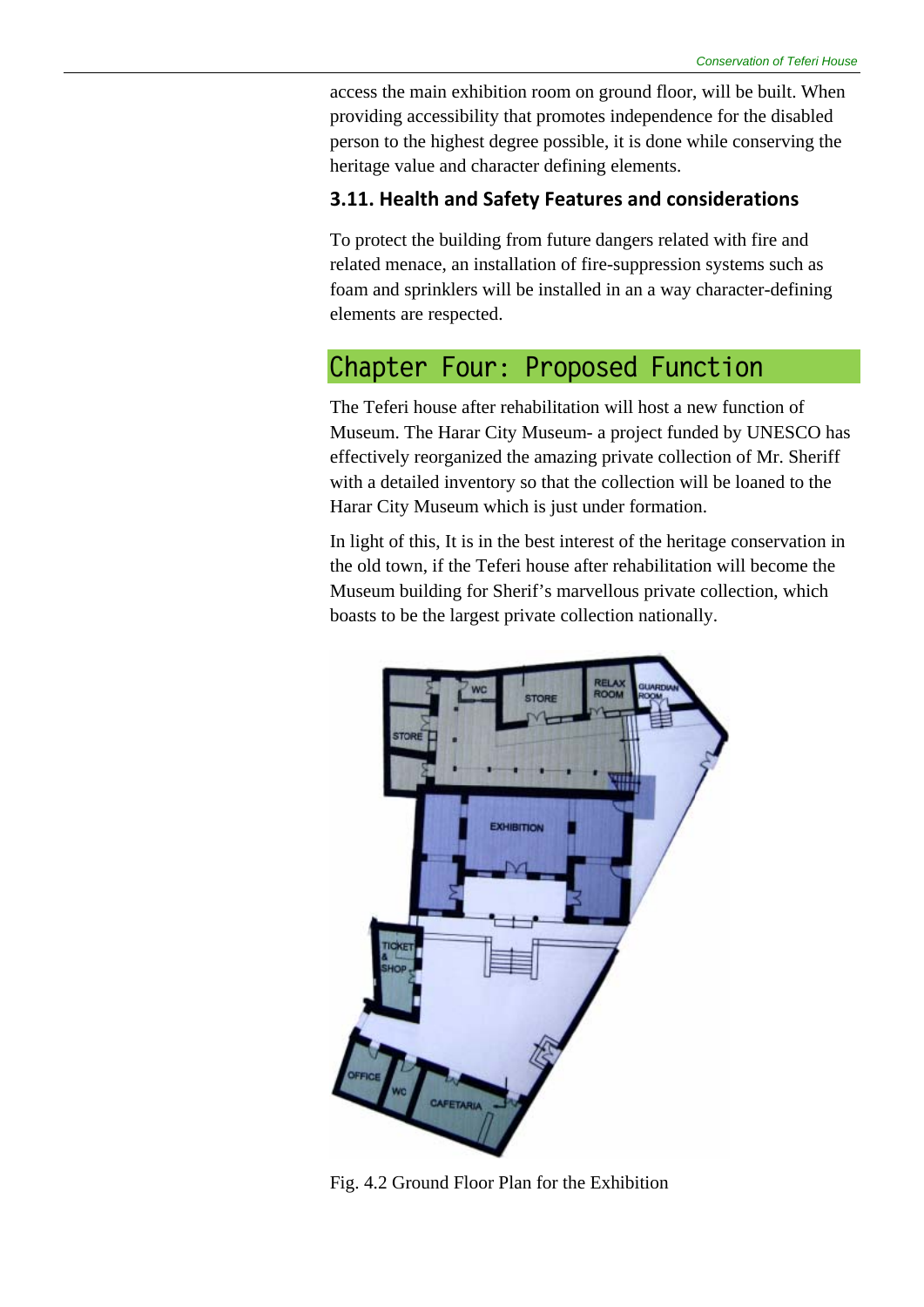access the main exhibition room on ground floor, will be built. When providing accessibility that promotes independence for the disabled person to the highest degree possible, it is done while conserving the heritage value and character defining elements.

### 3.11. Health and Safety Features and considerations

To protect the building from future dangers related with fire and related menace, an installation of fire-suppression systems such as foam and sprinklers will be installed in an a way character-defining elements are respected.

## Chapter Four: Proposed Function

The Teferi house after rehabilitation will host a new function of Museum. The Harar City Museum- a project funded by UNESCO has effectively reorganized the amazing private collection of Mr. Sheriff with a detailed inventory so that the collection will be loaned to the Harar City Museum which is just under formation.

In light of this, It is in the best interest of the heritage conservation in the old town, if the Teferi house after rehabilitation will become the Museum building for Sherif's marvellous private collection, which boasts to be the largest private collection nationally.

Fig. 4.2 Ground Floor Plan for the Exhibition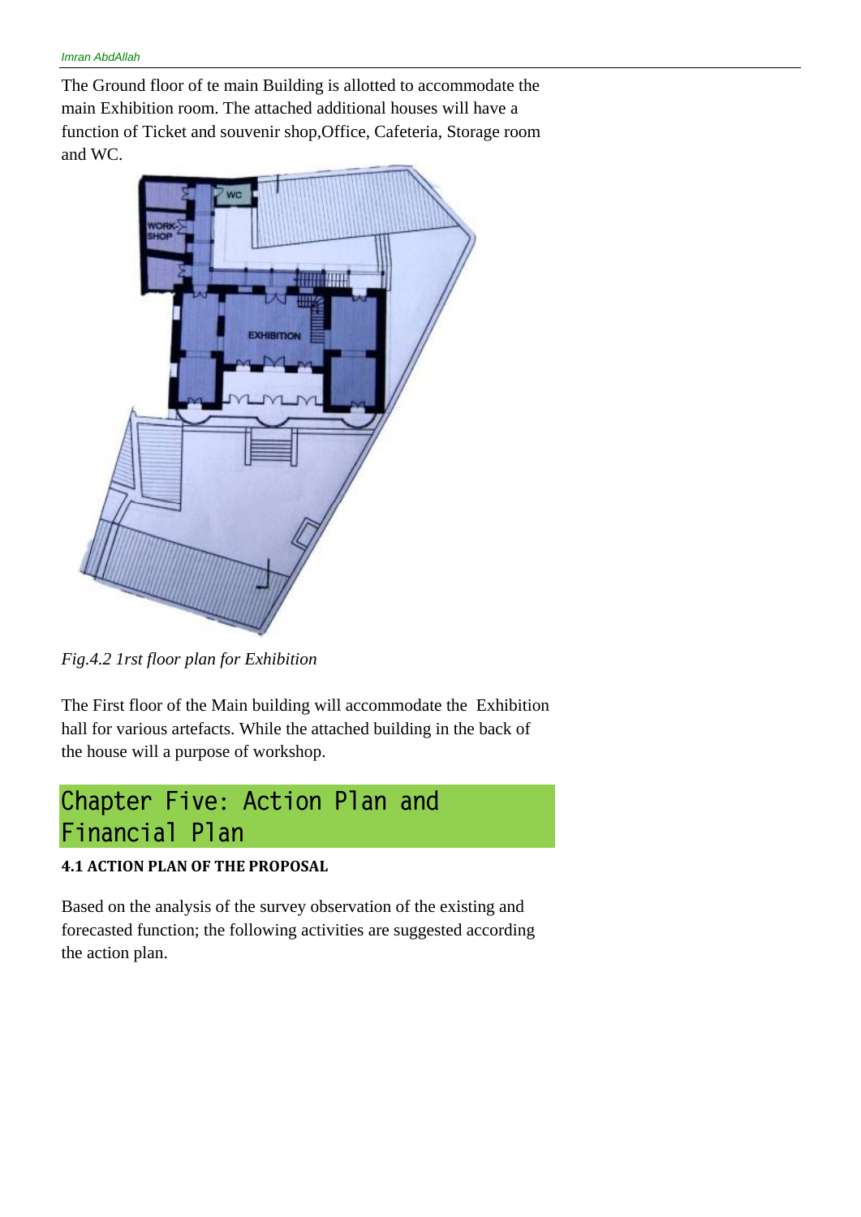The Ground floor of te main Building is allotted to accommodate the main Exhibition room. The attached additional houses will have a function of Ticket and souvenir shop,Office, Cafeteria, Storage room and WC.

*Fig.4.2 1rst floor plan for Exhibition*

The First floor of the Main building will accommodate the Exhibition hall for various artefacts. While the attached building in the back of the house will a purpose of workshop.

# Chapter Five: Action Plan and Financial Plan

### 4.1 ACTION PLAN OF THE PROPOSAL

Based on the analysis of the survey observation of the existing and forecasted function; the following activities are suggested according the action plan.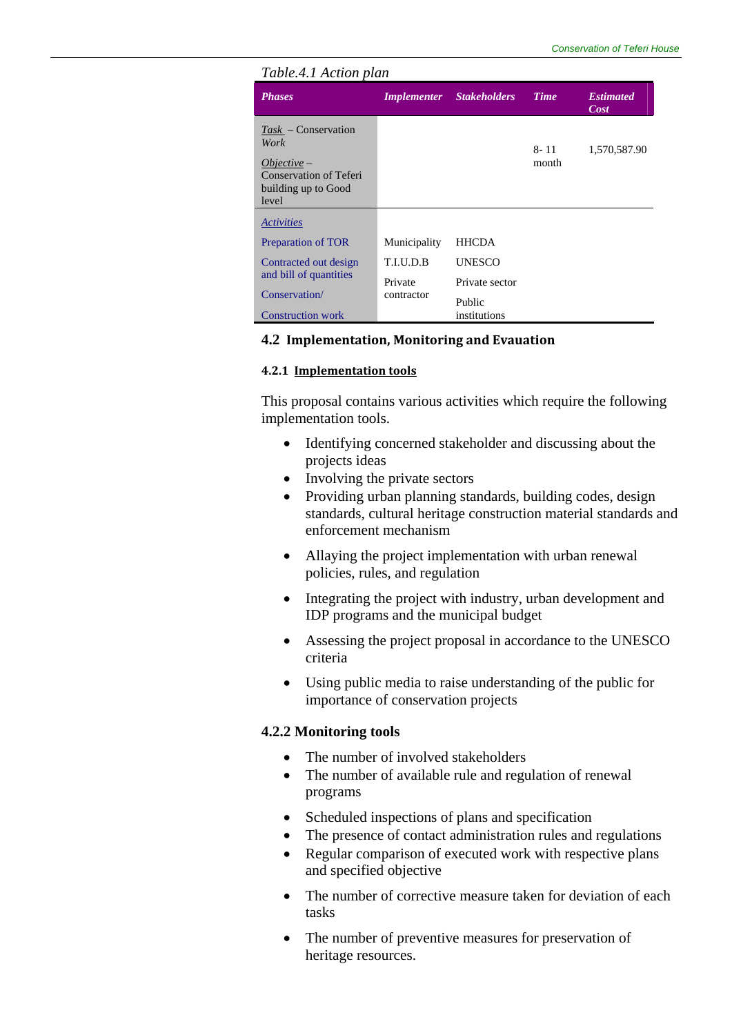Table.4.1 Action plan

| Phases | Implementer | Stakeholders | Time | Estimated Cost |
|---|---|---|---|---|
| *Task* – Conservation *Work* <br> *Objective* – Conservation of Teferi building up to Good level | | | 8- 11 month | 1,570,587.90 |
| *Activities* | | | | |
| Preparation of TOR | Municipality | HHCDA | | |
| Contracted out design and bill of quantities | T.I.U.D.B | UNESCO | | |
| Conservation/ | Private contractor | Private sector | | |
| Construction work | | Public institutions | | |

## 4.2 Implementation, Monitoring and Evauation

### 4.2.1 Implementation tools

This proposal contains various activities which require the following implementation tools.

- Identifying concerned stakeholder and discussing about the projects ideas
- Involving the private sectors
- Providing urban planning standards, building codes, design standards, cultural heritage construction material standards and enforcement mechanism
- Allaying the project implementation with urban renewal policies, rules, and regulation
- Integrating the project with industry, urban development and IDP programs and the municipal budget
- Assessing the project proposal in accordance to the UNESCO criteria
- Using public media to raise understanding of the public for importance of conservation projects

### 4.2.2 Monitoring tools

- The number of involved stakeholders
- The number of available rule and regulation of renewal programs
- Scheduled inspections of plans and specification
- The presence of contact administration rules and regulations
- Regular comparison of executed work with respective plans and specified objective
- The number of corrective measure taken for deviation of each tasks
- The number of preventive measures for preservation of heritage resources.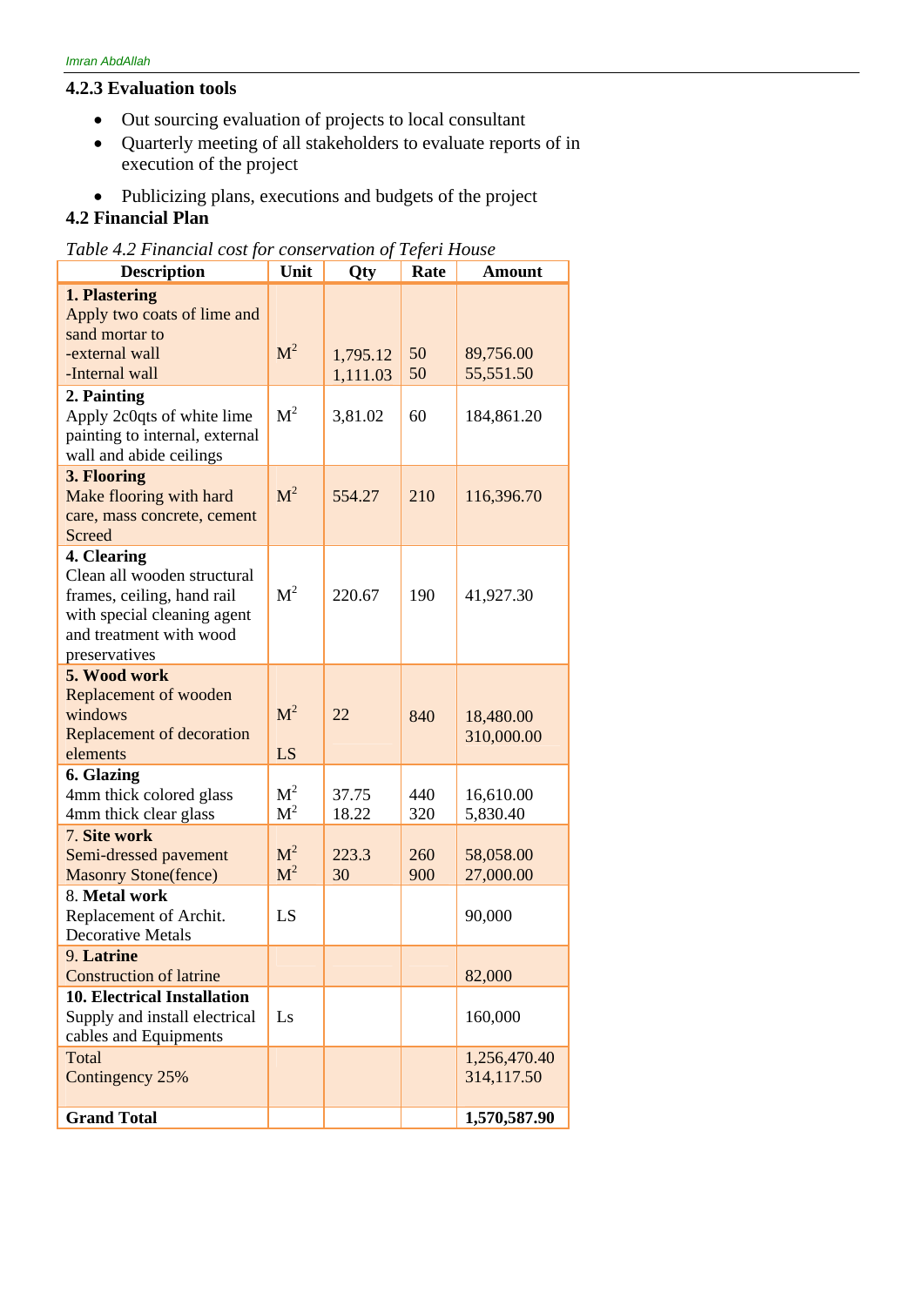### 4.2.3 Evaluation tools

- Out sourcing evaluation of projects to local consultant
- Quarterly meeting of all stakeholders to evaluate reports of in execution of the project
- Publicizing plans, executions and budgets of the project

### 4.2 Financial Plan

*Table 4.2 Financial cost for conservation of Teferi House*

| Description | Unit | Qty | Rate | Amount |
|---|---|---|---|---|
| **1. Plastering**<br>Apply two coats of lime and sand mortar to<br>-external wall<br>-Internal wall | $M^2$ | 1,795.12<br>1,111.03 | 50<br>50 | 89,756.00<br>55,551.50 |
| **2. Painting**<br>Apply 2c0qts of white lime painting to internal, external wall and abide ceilings | $M^2$ | 3,81.02 | 60 | 184,861.20 |
| **3. Flooring**<br>Make flooring with hard care, mass concrete, cement Screed | $M^2$ | 554.27 | 210 | 116,396.70 |
| **4. Clearing**<br>Clean all wooden structural frames, ceiling, hand rail with special cleaning agent and treatment with wood preservatives | $M^2$ | 220.67 | 190 | 41,927.30 |
| **5. Wood work**<br>Replacement of wooden windows<br>Replacement of decoration elements | $M^2$<br>LS | 22 | 840 | 18,480.00<br>310,000.00 |
| **6. Glazing**<br>4mm thick colored glass<br>4mm thick clear glass | $M^2$<br>$M^2$ | 37.75<br>18.22 | 440<br>320 | 16,610.00<br>5,830.40 |
| 7. **Site work**<br>Semi-dressed pavement<br>Masonry Stone(fence) | $M^2$<br>$M^2$ | 223.3<br>30 | 260<br>900 | 58,058.00<br>27,000.00 |
| 8. **Metal work**<br>Replacement of Archit. Decorative Metals | LS | | | 90,000 |
| 9. **Latrine**<br>Construction of latrine | | | | 82,000 |
| **10. Electrical Installation**<br>Supply and install electrical cables and Equipments | Ls | | | 160,000 |
| Total<br>Contingency 25% | | | | 1,256,470.40<br>314,117.50 |
| **Grand Total** | | | | **1,570,587.90** |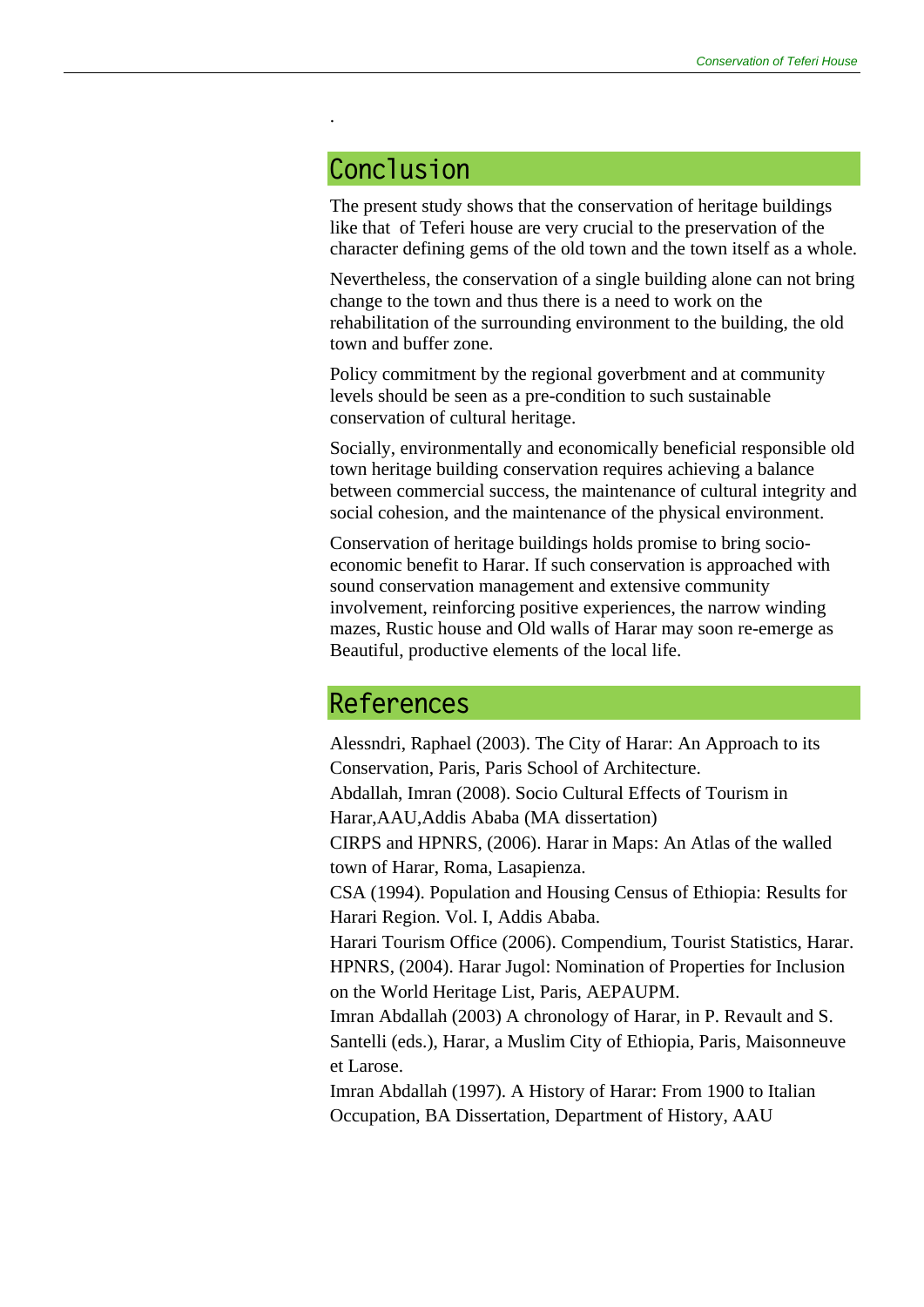.

## Conclusion

The present study shows that the conservation of heritage buildings like that of Teferi house are very crucial to the preservation of the character defining gems of the old town and the town itself as a whole.

Nevertheless, the conservation of a single building alone can not bring change to the town and thus there is a need to work on the rehabilitation of the surrounding environment to the building, the old town and buffer zone.

Policy commitment by the regional goverbment and at community levels should be seen as a pre-condition to such sustainable conservation of cultural heritage.

Socially, environmentally and economically beneficial responsible old town heritage building conservation requires achieving a balance between commercial success, the maintenance of cultural integrity and social cohesion, and the maintenance of the physical environment.

Conservation of heritage buildings holds promise to bring socio-economic benefit to Harar. If such conservation is approached with sound conservation management and extensive community involvement, reinforcing positive experiences, the narrow winding mazes, Rustic house and Old walls of Harar may soon re-emerge as Beautiful, productive elements of the local life.

## References

Alessndri, Raphael (2003). The City of Harar: An Approach to its Conservation, Paris, Paris School of Architecture.

Abdallah, Imran (2008). Socio Cultural Effects of Tourism in Harar,AAU,Addis Ababa (MA dissertation)

CIRPS and HPNRS, (2006). Harar in Maps: An Atlas of the walled town of Harar, Roma, Lasapienza.

CSA (1994). Population and Housing Census of Ethiopia: Results for Harari Region. Vol. I, Addis Ababa.

Harari Tourism Office (2006). Compendium, Tourist Statistics, Harar.

HPNRS, (2004). Harar Jugol: Nomination of Properties for Inclusion on the World Heritage List, Paris, AEPAUPM.

Imran Abdallah (2003) A chronology of Harar, in P. Revault and S. Santelli (eds.), Harar, a Muslim City of Ethiopia, Paris, Maisonneuve et Larose.

Imran Abdallah (1997). A History of Harar: From 1900 to Italian Occupation, BA Dissertation, Department of History, AAU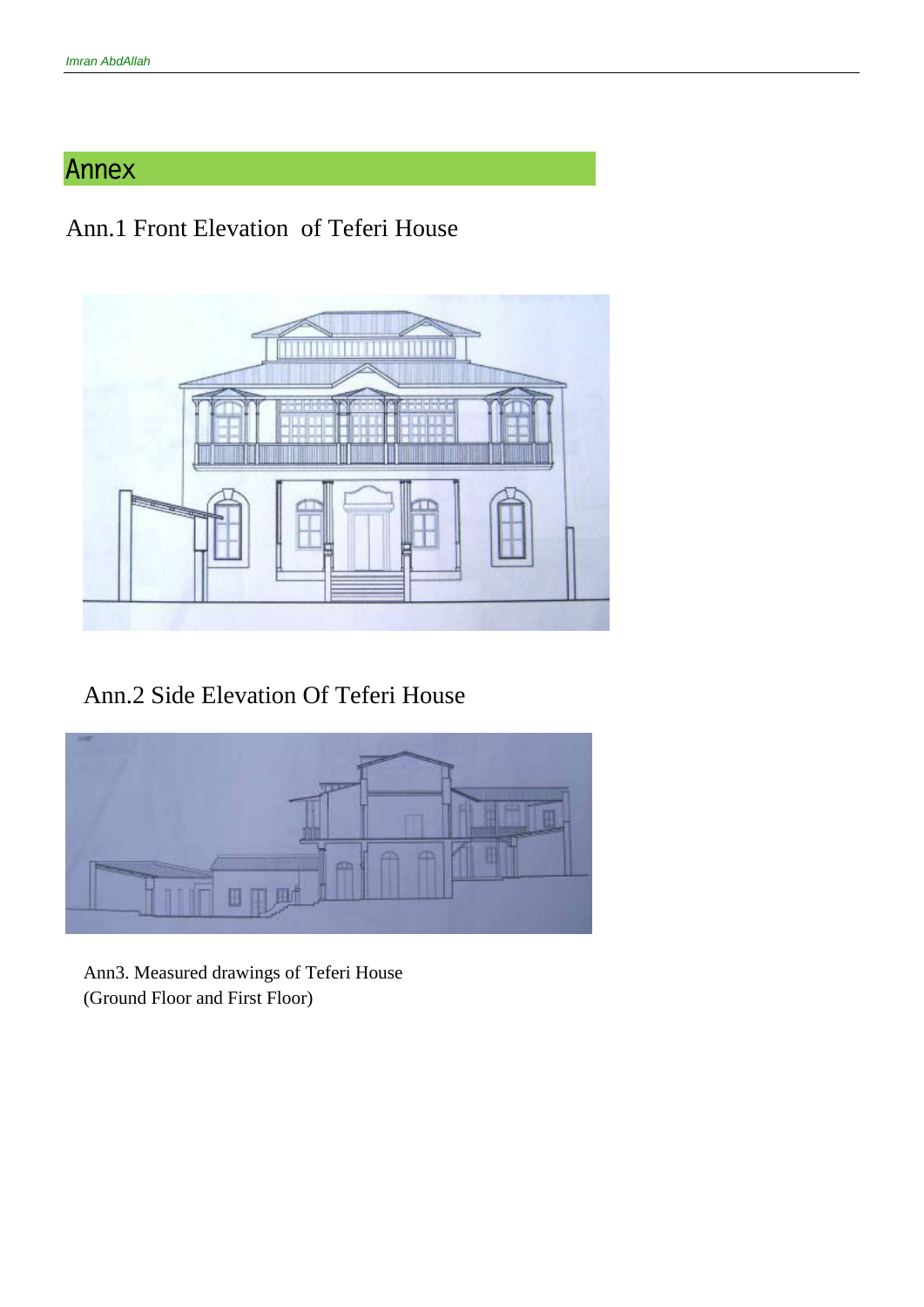# Annex

## Ann.1 Front Elevation of Teferi House

## Ann.2 Side Elevation Of Teferi House

Ann3. Measured drawings of Teferi House
(Ground Floor and First Floor)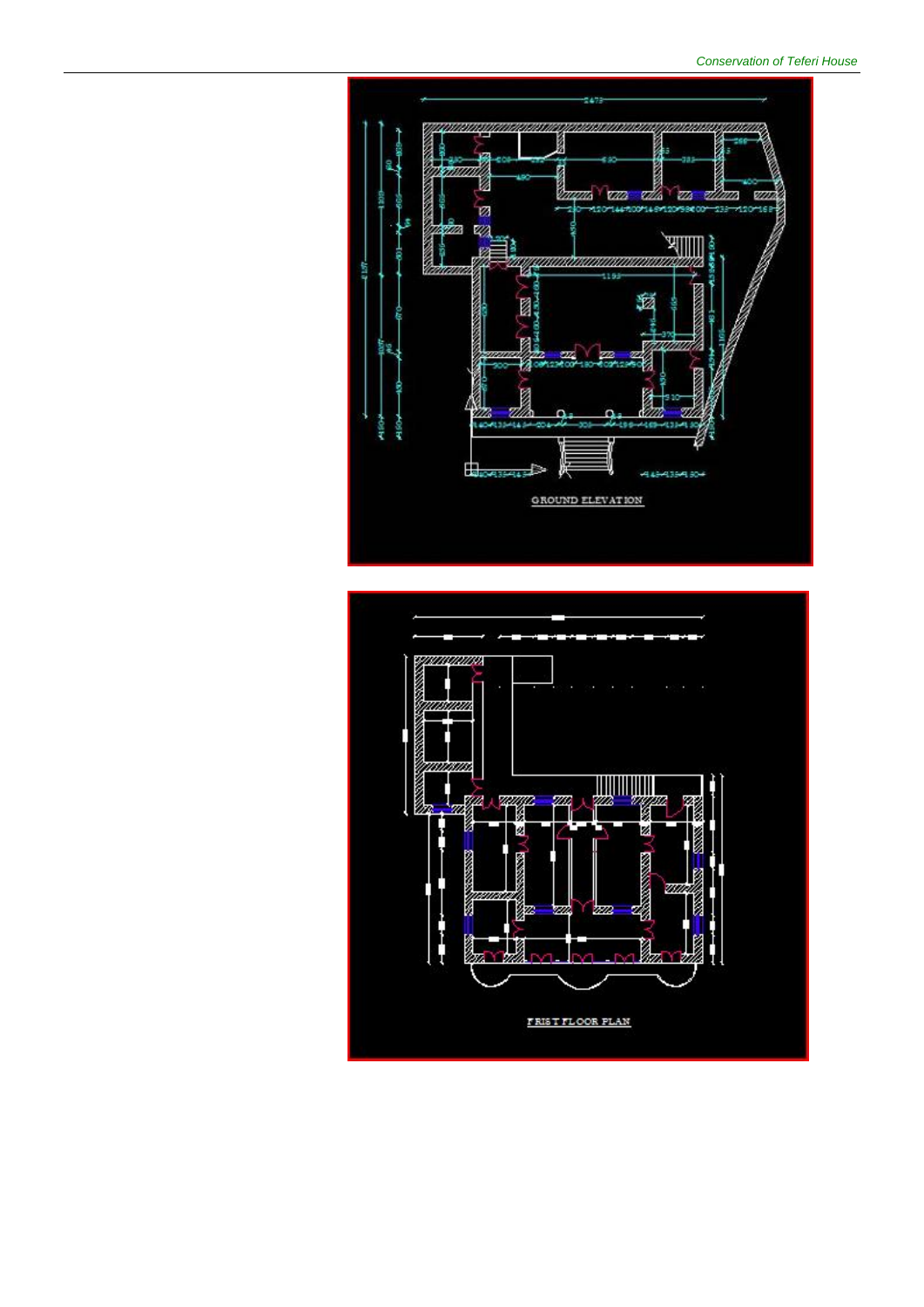GROUND ELEVATION

FRIST FLOOR PLAN